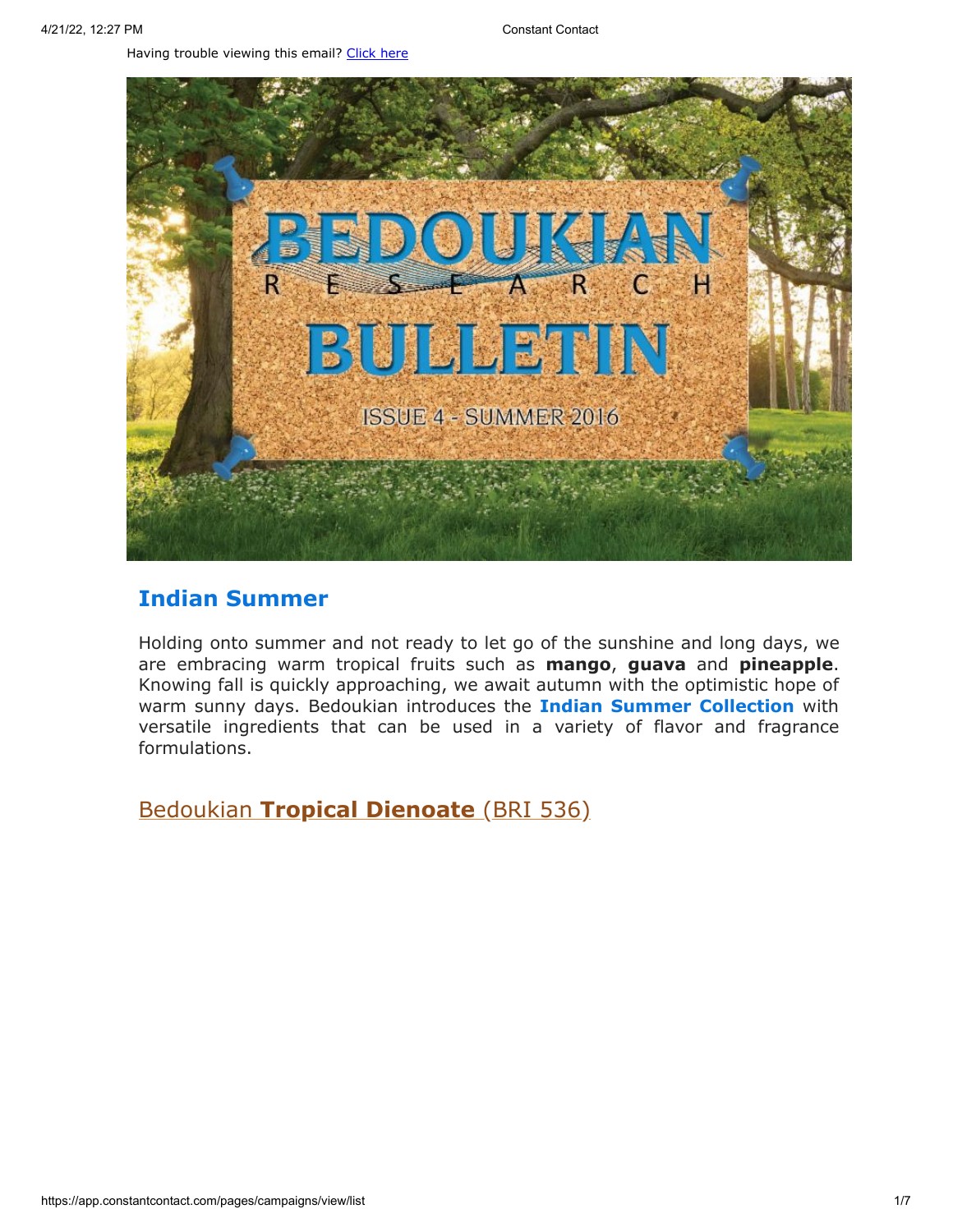Having trouble viewing this email? Click here

BEDOUKIAN RESEARCH BULLETIN

ISSUE 4 - SUMMER 2016

## Indian Summer

Holding onto summer and not ready to let go of the sunshine and long days, we are embracing warm tropical fruits such as **mango**, **guava** and **pineapple**. Knowing fall is quickly approaching, we await autumn with the optimistic hope of warm sunny days. Bedoukian introduces the **Indian Summer Collection** with versatile ingredients that can be used in a variety of flavor and fragrance formulations.

### Bedoukian **Tropical Dienoate** (BRI 536)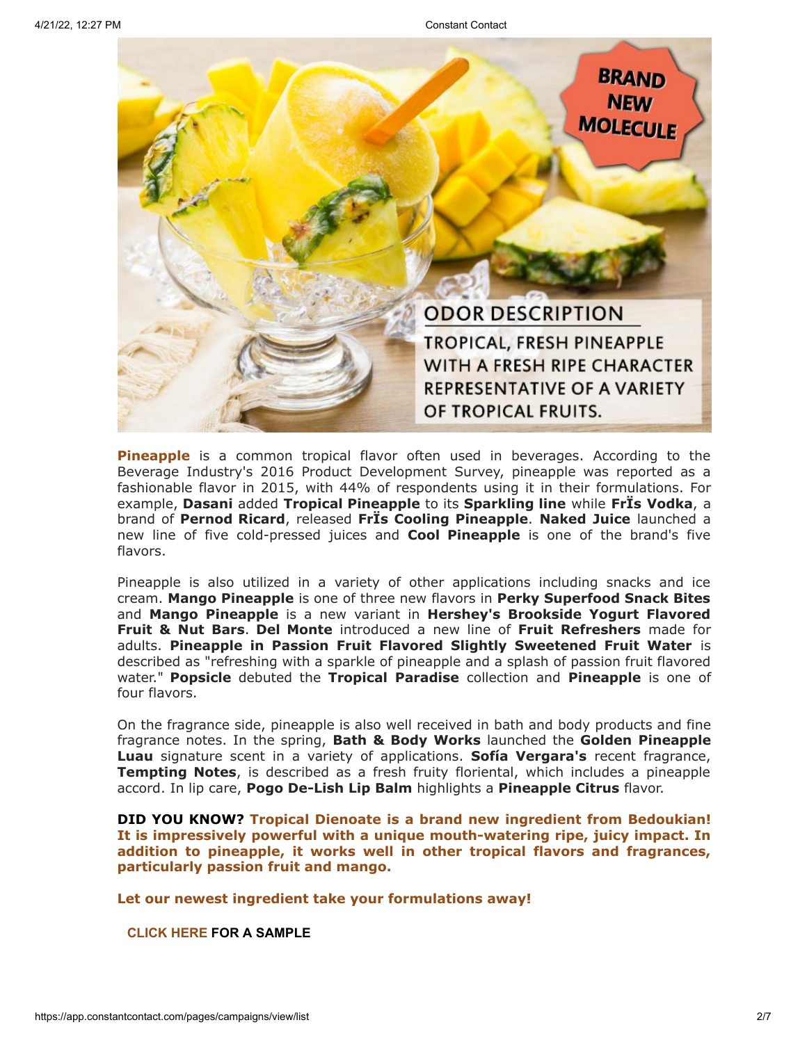BRAND NEW MOLECULE

ODOR DESCRIPTION

TROPICAL, FRESH PINEAPPLE WITH A FRESH RIPE CHARACTER REPRESENTATIVE OF A VARIETY OF TROPICAL FRUITS.

**Pineapple** is a common tropical flavor often used in beverages. According to the Beverage Industry's 2016 Product Development Survey, pineapple was reported as a fashionable flavor in 2015, with 44% of respondents using it in their formulations. For example, **Dasani** added **Tropical Pineapple** to its **Sparkling line** while **FrÏs Vodka**, a brand of **Pernod Ricard**, released **FrÏs Cooling Pineapple**. **Naked Juice** launched a new line of five cold-pressed juices and **Cool Pineapple** is one of the brand's five flavors.

Pineapple is also utilized in a variety of other applications including snacks and ice cream. **Mango Pineapple** is one of three new flavors in **Perky Superfood Snack Bites** and **Mango Pineapple** is a new variant in **Hershey's Brookside Yogurt Flavored Fruit & Nut Bars**. **Del Monte** introduced a new line of **Fruit Refreshers** made for adults. **Pineapple in Passion Fruit Flavored Slightly Sweetened Fruit Water** is described as "refreshing with a sparkle of pineapple and a splash of passion fruit flavored water." **Popsicle** debuted the **Tropical Paradise** collection and **Pineapple** is one of four flavors.

On the fragrance side, pineapple is also well received in bath and body products and fine fragrance notes. In the spring, **Bath & Body Works** launched the **Golden Pineapple Luau** signature scent in a variety of applications. **Sofía Vergara's** recent fragrance, **Tempting Notes**, is described as a fresh fruity floriental, which includes a pineapple accord. In lip care, **Pogo De-Lish Lip Balm** highlights a **Pineapple Citrus** flavor.

**DID YOU KNOW? Tropical Dienoate is a brand new ingredient from Bedoukian! It is impressively powerful with a unique mouth-watering ripe, juicy impact. In addition to pineapple, it works well in other tropical flavors and fragrances, particularly passion fruit and mango.**

**Let our newest ingredient take your formulations away!**

**CLICK HERE FOR A SAMPLE**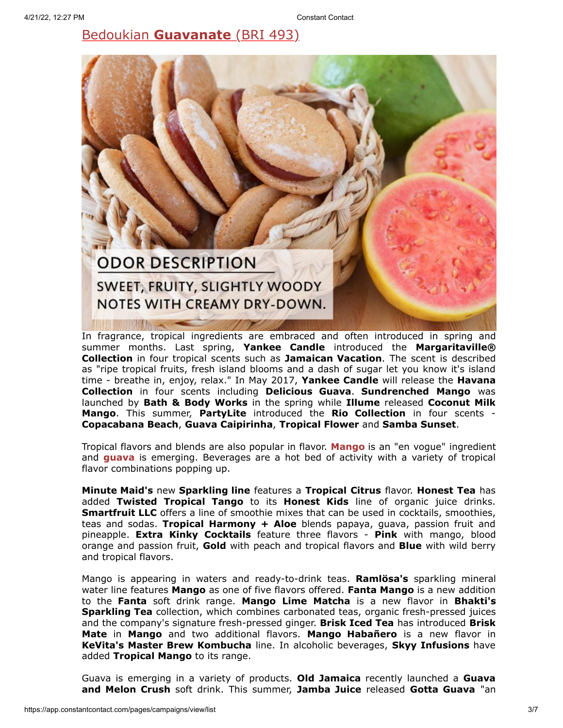## Bedoukian **Guavanate** (BRI 493)

ODOR DESCRIPTION

SWEET, FRUITY, SLIGHTLY WOODY NOTES WITH CREAMY DRY-DOWN.

In fragrance, tropical ingredients are embraced and often introduced in spring and summer months. Last spring, **Yankee Candle** introduced the **Margaritaville® Collection** in four tropical scents such as **Jamaican Vacation**. The scent is described as "ripe tropical fruits, fresh island blooms and a dash of sugar let you know it's island time - breathe in, enjoy, relax." In May 2017, **Yankee Candle** will release the **Havana Collection** in four scents including **Delicious Guava**. **Sundrenched Mango** was launched by **Bath & Body Works** in the spring while **Illume** released **Coconut Milk Mango**. This summer, **PartyLite** introduced the **Rio Collection** in four scents - **Copacabana Beach**, **Guava Caipirinha**, **Tropical Flower** and **Samba Sunset**.

Tropical flavors and blends are also popular in flavor. **Mango** is an "en vogue" ingredient and **guava** is emerging. Beverages are a hot bed of activity with a variety of tropical flavor combinations popping up.

**Minute Maid's** new **Sparkling line** features a **Tropical Citrus** flavor. **Honest Tea** has added **Twisted Tropical Tango** to its **Honest Kids** line of organic juice drinks. **Smartfruit LLC** offers a line of smoothie mixes that can be used in cocktails, smoothies, teas and sodas. **Tropical Harmony + Aloe** blends papaya, guava, passion fruit and pineapple. **Extra Kinky Cocktails** feature three flavors - **Pink** with mango, blood orange and passion fruit, **Gold** with peach and tropical flavors and **Blue** with wild berry and tropical flavors.

Mango is appearing in waters and ready-to-drink teas. **Ramlösa's** sparkling mineral water line features **Mango** as one of five flavors offered. **Fanta Mango** is a new addition to the **Fanta** soft drink range. **Mango Lime Matcha** is a new flavor in **Bhakti's Sparkling Tea** collection, which combines carbonated teas, organic fresh-pressed juices and the company's signature fresh-pressed ginger. **Brisk Iced Tea** has introduced **Brisk Mate** in **Mango** and two additional flavors. **Mango Habañero** is a new flavor in **KeVita's Master Brew Kombucha** line. In alcoholic beverages, **Skyy Infusions** have added **Tropical Mango** to its range.

Guava is emerging in a variety of products. **Old Jamaica** recently launched a **Guava and Melon Crush** soft drink. This summer, **Jamba Juice** released **Gotta Guava** "an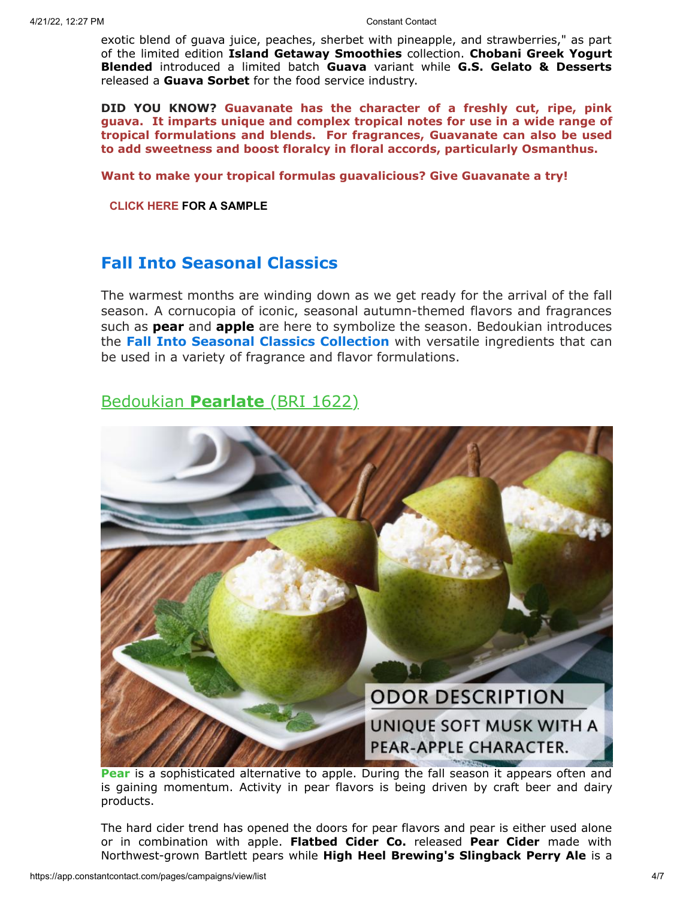exotic blend of guava juice, peaches, sherbet with pineapple, and strawberries," as part of the limited edition **Island Getaway Smoothies** collection. **Chobani Greek Yogurt Blended** introduced a limited batch **Guava** variant while **G.S. Gelato & Desserts** released a **Guava Sorbet** for the food service industry.

**DID YOU KNOW? Guavanate has the character of a freshly cut, ripe, pink guava. It imparts unique and complex tropical notes for use in a wide range of tropical formulations and blends. For fragrances, Guavanate can also be used to add sweetness and boost floralcy in floral accords, particularly Osmanthus.**

**Want to make your tropical formulas guavalicious? Give Guavanate a try!**

**CLICK HERE FOR A SAMPLE**

## Fall Into Seasonal Classics

The warmest months are winding down as we get ready for the arrival of the fall season. A cornucopia of iconic, seasonal autumn-themed flavors and fragrances such as **pear** and **apple** are here to symbolize the season. Bedoukian introduces the **Fall Into Seasonal Classics Collection** with versatile ingredients that can be used in a variety of fragrance and flavor formulations.

### Bedoukian **Pearlate** (BRI 1622)

ODOR DESCRIPTION

UNIQUE SOFT MUSK WITH A PEAR-APPLE CHARACTER.

**Pear** is a sophisticated alternative to apple. During the fall season it appears often and is gaining momentum. Activity in pear flavors is being driven by craft beer and dairy products.

The hard cider trend has opened the doors for pear flavors and pear is either used alone or in combination with apple. **Flatbed Cider Co.** released **Pear Cider** made with Northwest-grown Bartlett pears while **High Heel Brewing's Slingback Perry Ale** is a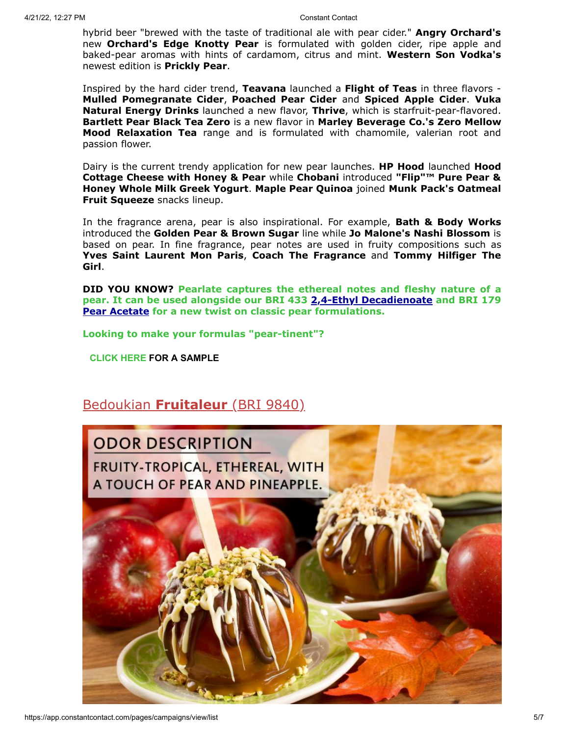hybrid beer "brewed with the taste of traditional ale with pear cider." **Angry Orchard's** new **Orchard's Edge Knotty Pear** is formulated with golden cider, ripe apple and baked-pear aromas with hints of cardamom, citrus and mint. **Western Son Vodka's** newest edition is **Prickly Pear**.

Inspired by the hard cider trend, **Teavana** launched a **Flight of Teas** in three flavors - **Mulled Pomegranate Cider**, **Poached Pear Cider** and **Spiced Apple Cider**. **Vuka Natural Energy Drinks** launched a new flavor, **Thrive**, which is starfruit-pear-flavored. **Bartlett Pear Black Tea Zero** is a new flavor in **Marley Beverage Co.'s Zero Mellow Mood Relaxation Tea** range and is formulated with chamomile, valerian root and passion flower.

Dairy is the current trendy application for new pear launches. **HP Hood** launched **Hood Cottage Cheese with Honey & Pear** while **Chobani** introduced **"Flip"™ Pure Pear & Honey Whole Milk Greek Yogurt**. **Maple Pear Quinoa** joined **Munk Pack's Oatmeal Fruit Squeeze** snacks lineup.

In the fragrance arena, pear is also inspirational. For example, **Bath & Body Works** introduced the **Golden Pear & Brown Sugar** line while **Jo Malone's Nashi Blossom** is based on pear. In fine fragrance, pear notes are used in fruity compositions such as **Yves Saint Laurent Mon Paris**, **Coach The Fragrance** and **Tommy Hilfiger The Girl**.

**DID YOU KNOW? Pearlate captures the ethereal notes and fleshy nature of a pear. It can be used alongside our BRI 433 2,4-Ethyl Decadienoate and BRI 179 Pear Acetate for a new twist on classic pear formulations.**

**Looking to make your formulas "pear-tinent"?**

**CLICK HERE FOR A SAMPLE**

## Bedoukian **Fruitaleur** (BRI 9840)

ODOR DESCRIPTION

FRUITY-TROPICAL, ETHEREAL, WITH A TOUCH OF PEAR AND PINEAPPLE.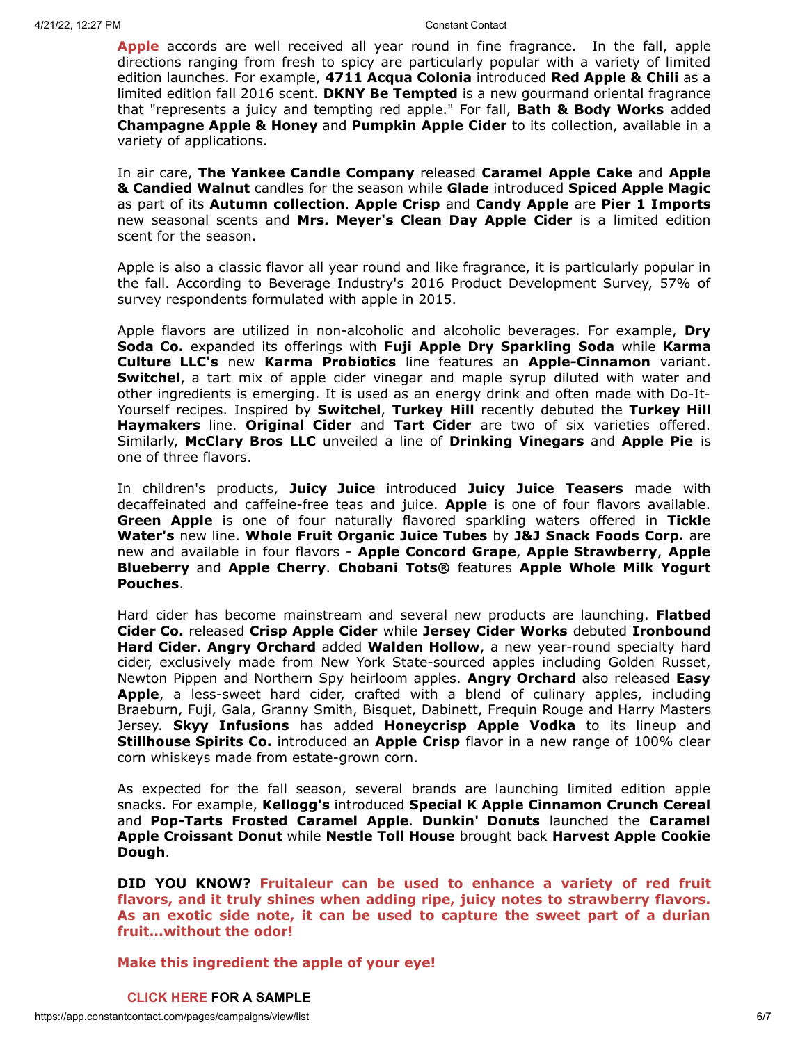**Apple** accords are well received all year round in fine fragrance. In the fall, apple directions ranging from fresh to spicy are particularly popular with a variety of limited edition launches. For example, **4711 Acqua Colonia** introduced **Red Apple & Chili** as a limited edition fall 2016 scent. **DKNY Be Tempted** is a new gourmand oriental fragrance that "represents a juicy and tempting red apple." For fall, **Bath & Body Works** added **Champagne Apple & Honey** and **Pumpkin Apple Cider** to its collection, available in a variety of applications.

In air care, **The Yankee Candle Company** released **Caramel Apple Cake** and **Apple & Candied Walnut** candles for the season while **Glade** introduced **Spiced Apple Magic** as part of its **Autumn collection**. **Apple Crisp** and **Candy Apple** are **Pier 1 Imports** new seasonal scents and **Mrs. Meyer's Clean Day Apple Cider** is a limited edition scent for the season.

Apple is also a classic flavor all year round and like fragrance, it is particularly popular in the fall. According to Beverage Industry's 2016 Product Development Survey, 57% of survey respondents formulated with apple in 2015.

Apple flavors are utilized in non-alcoholic and alcoholic beverages. For example, **Dry Soda Co.** expanded its offerings with **Fuji Apple Dry Sparkling Soda** while **Karma Culture LLC's** new **Karma Probiotics** line features an **Apple-Cinnamon** variant. **Switchel**, a tart mix of apple cider vinegar and maple syrup diluted with water and other ingredients is emerging. It is used as an energy drink and often made with Do-It-Yourself recipes. Inspired by **Switchel**, **Turkey Hill** recently debuted the **Turkey Hill Haymakers** line. **Original Cider** and **Tart Cider** are two of six varieties offered. Similarly, **McClary Bros LLC** unveiled a line of **Drinking Vinegars** and **Apple Pie** is one of three flavors.

In children's products, **Juicy Juice** introduced **Juicy Juice Teasers** made with decaffeinated and caffeine-free teas and juice. **Apple** is one of four flavors available. **Green Apple** is one of four naturally flavored sparkling waters offered in **Tickle Water's** new line. **Whole Fruit Organic Juice Tubes** by **J&J Snack Foods Corp.** are new and available in four flavors - **Apple Concord Grape**, **Apple Strawberry**, **Apple Blueberry** and **Apple Cherry**. **Chobani Tots®** features **Apple Whole Milk Yogurt Pouches**.

Hard cider has become mainstream and several new products are launching. **Flatbed Cider Co.** released **Crisp Apple Cider** while **Jersey Cider Works** debuted **Ironbound Hard Cider**. **Angry Orchard** added **Walden Hollow**, a new year-round specialty hard cider, exclusively made from New York State-sourced apples including Golden Russet, Newton Pippen and Northern Spy heirloom apples. **Angry Orchard** also released **Easy Apple**, a less-sweet hard cider, crafted with a blend of culinary apples, including Braeburn, Fuji, Gala, Granny Smith, Bisquet, Dabinett, Frequin Rouge and Harry Masters Jersey. **Skyy Infusions** has added **Honeycrisp Apple Vodka** to its lineup and **Stillhouse Spirits Co.** introduced an **Apple Crisp** flavor in a new range of 100% clear corn whiskeys made from estate-grown corn.

As expected for the fall season, several brands are launching limited edition apple snacks. For example, **Kellogg's** introduced **Special K Apple Cinnamon Crunch Cereal** and **Pop-Tarts Frosted Caramel Apple**. **Dunkin' Donuts** launched the **Caramel Apple Croissant Donut** while **Nestle Toll House** brought back **Harvest Apple Cookie Dough**.

**DID YOU KNOW? Fruitaleur can be used to enhance a variety of red fruit flavors, and it truly shines when adding ripe, juicy notes to strawberry flavors. As an exotic side note, it can be used to capture the sweet part of a durian fruit...without the odor!**

**Make this ingredient the apple of your eye!**

**CLICK HERE FOR A SAMPLE**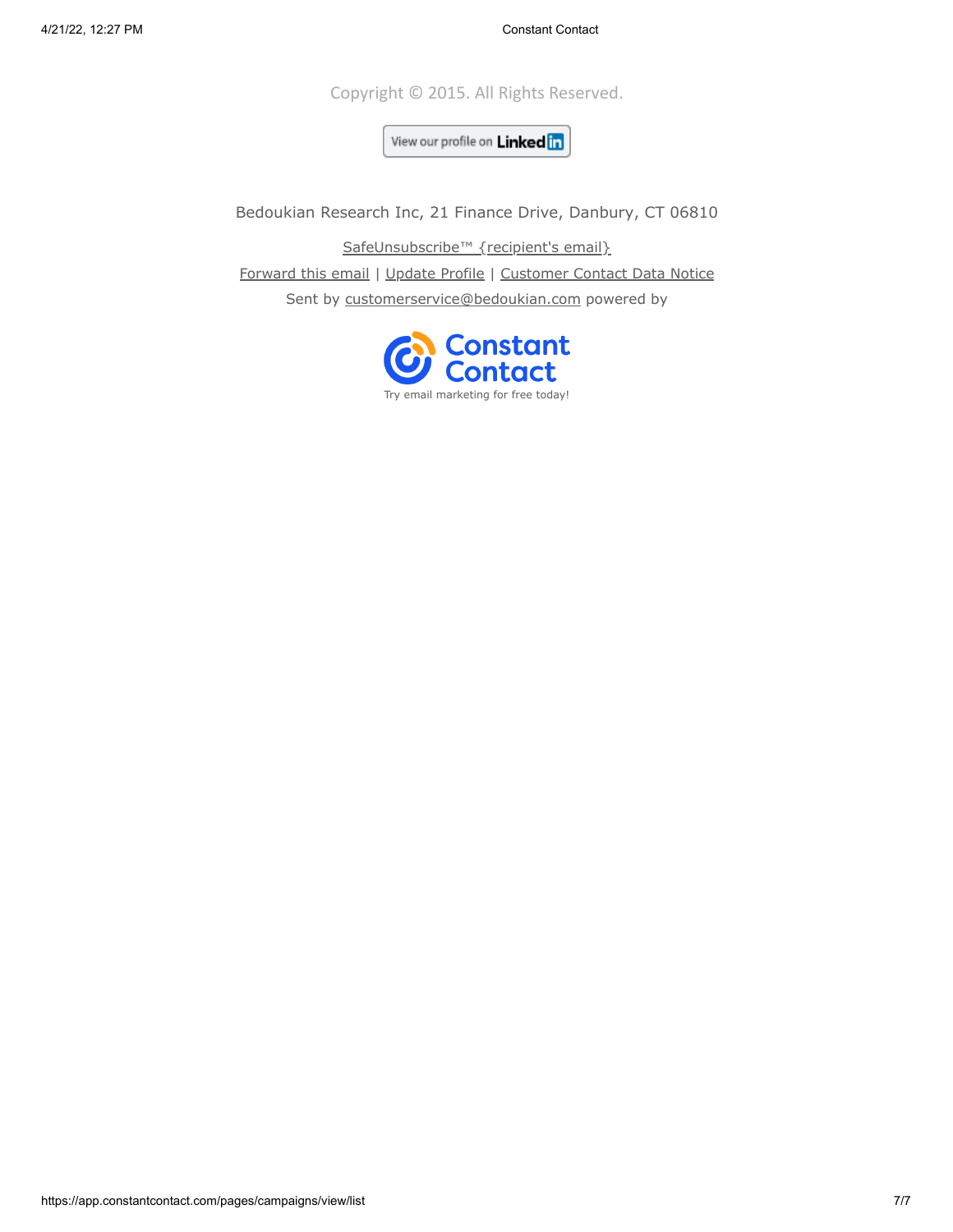Copyright © 2015. All Rights Reserved.

View our profile on LinkedIn

Bedoukian Research Inc, 21 Finance Drive, Danbury, CT 06810

SafeUnsubscribe™ {recipient's email}

Forward this email | Update Profile | Customer Contact Data Notice

Sent by customerservice@bedoukian.com powered by

Constant Contact

Try email marketing for free today!